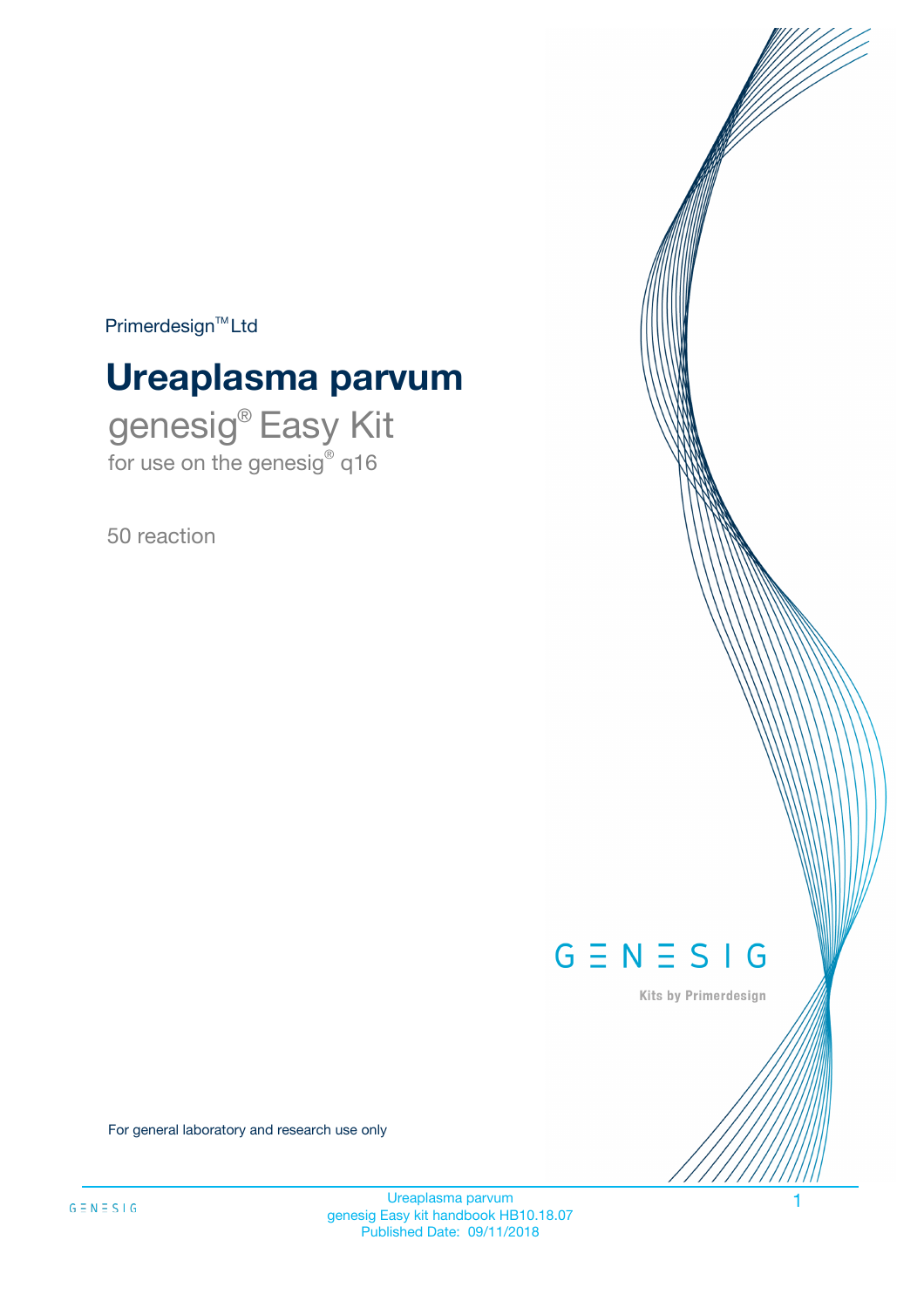Primerdesign™ Ltd

# Ureaplasma parvum

## genesig® Easy Kit

for use on the genesig® q16

50 reaction

GENESIG

Kits by Primerdesign

For general laboratory and research use only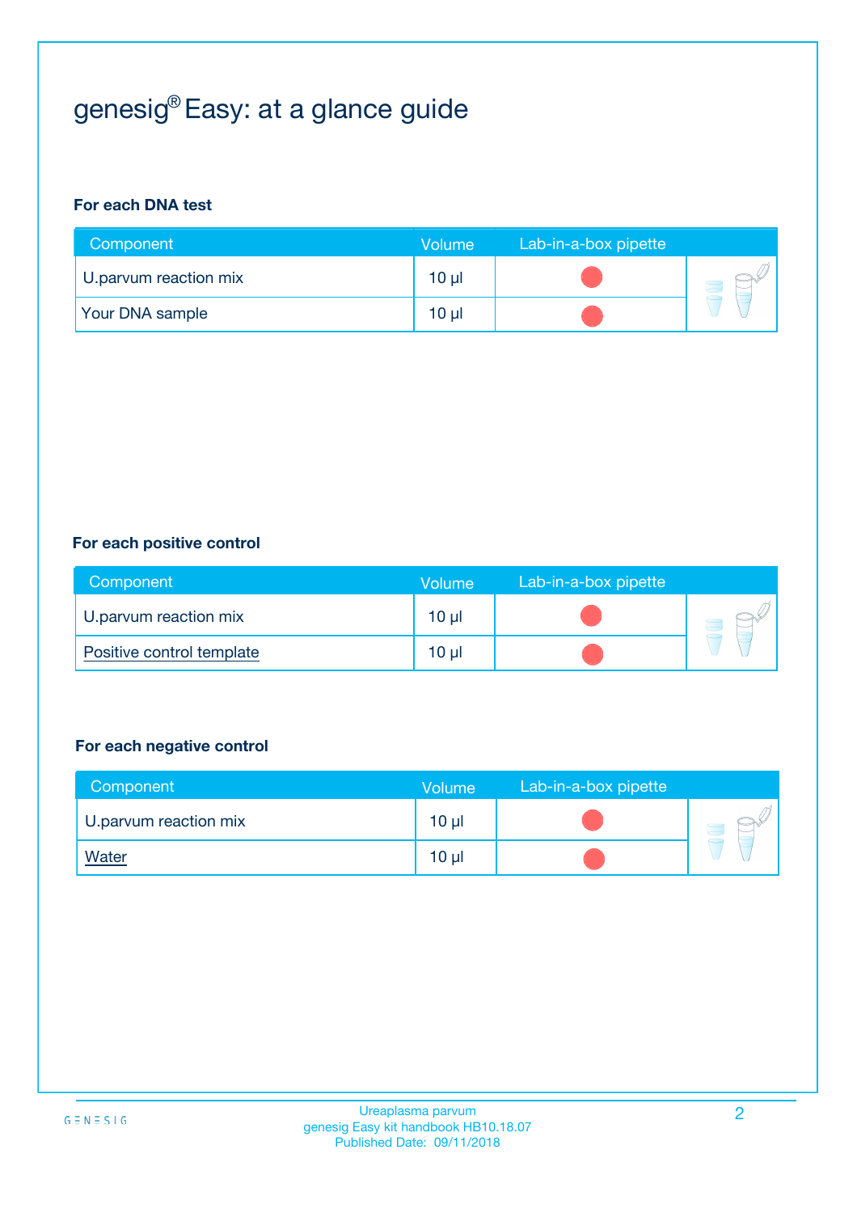# genesig® Easy: at a glance guide

### For each DNA test

| Component | Volume | Lab-in-a-box pipette |
|---|---|---|
| U.parvum reaction mix | 10 µl | 🔴 |
| Your DNA sample | 10 µl | 🔴 |

### For each positive control

| Component | Volume | Lab-in-a-box pipette |
|---|---|---|
| U.parvum reaction mix | 10 µl | 🔴 |
| Positive control template | 10 µl | 🔴 |

### For each negative control

| Component | Volume | Lab-in-a-box pipette |
|---|---|---|
| U.parvum reaction mix | 10 µl | 🔴 |
| Water | 10 µl | 🔴 |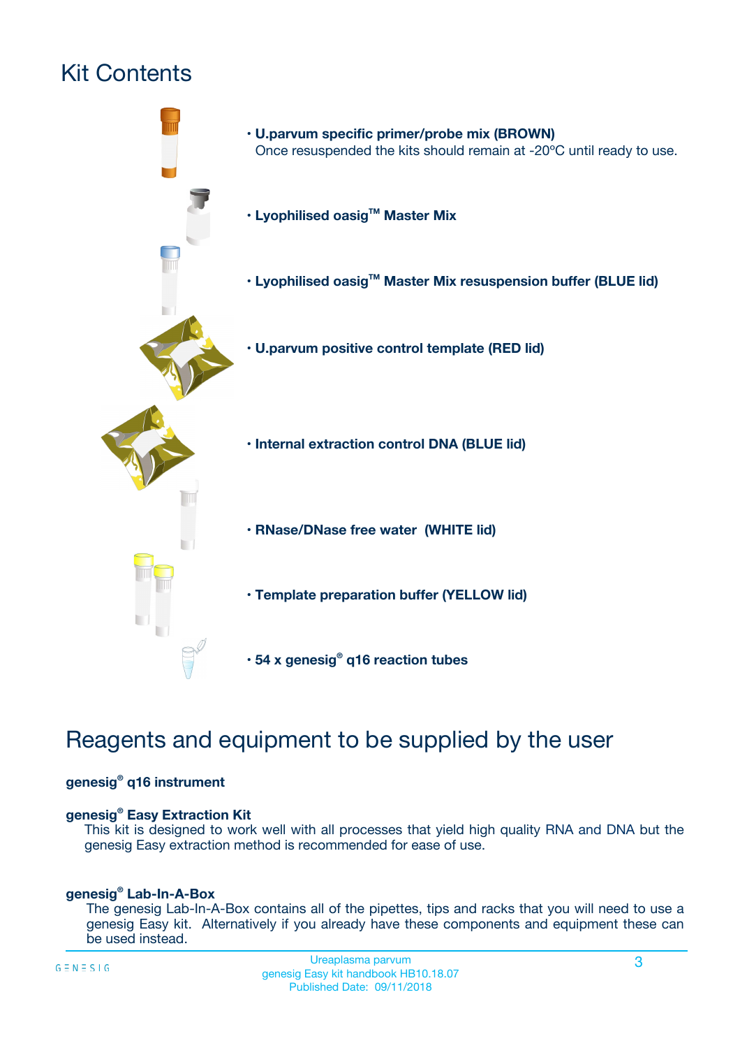# Kit Contents

- **U.parvum specific primer/probe mix (BROWN)**
  Once resuspended the kits should remain at -20ºC until ready to use.
- **Lyophilised oasig™ Master Mix**
- **Lyophilised oasig™ Master Mix resuspension buffer (BLUE lid)**
- **U.parvum positive control template (RED lid)**
- **Internal extraction control DNA (BLUE lid)**
- **RNase/DNase free water (WHITE lid)**
- **Template preparation buffer (YELLOW lid)**
- **54 x genesig® q16 reaction tubes**

# Reagents and equipment to be supplied by the user

**genesig® q16 instrument**

**genesig® Easy Extraction Kit**

This kit is designed to work well with all processes that yield high quality RNA and DNA but the genesig Easy extraction method is recommended for ease of use.

**genesig® Lab-In-A-Box**

The genesig Lab-In-A-Box contains all of the pipettes, tips and racks that you will need to use a genesig Easy kit. Alternatively if you already have these components and equipment these can be used instead.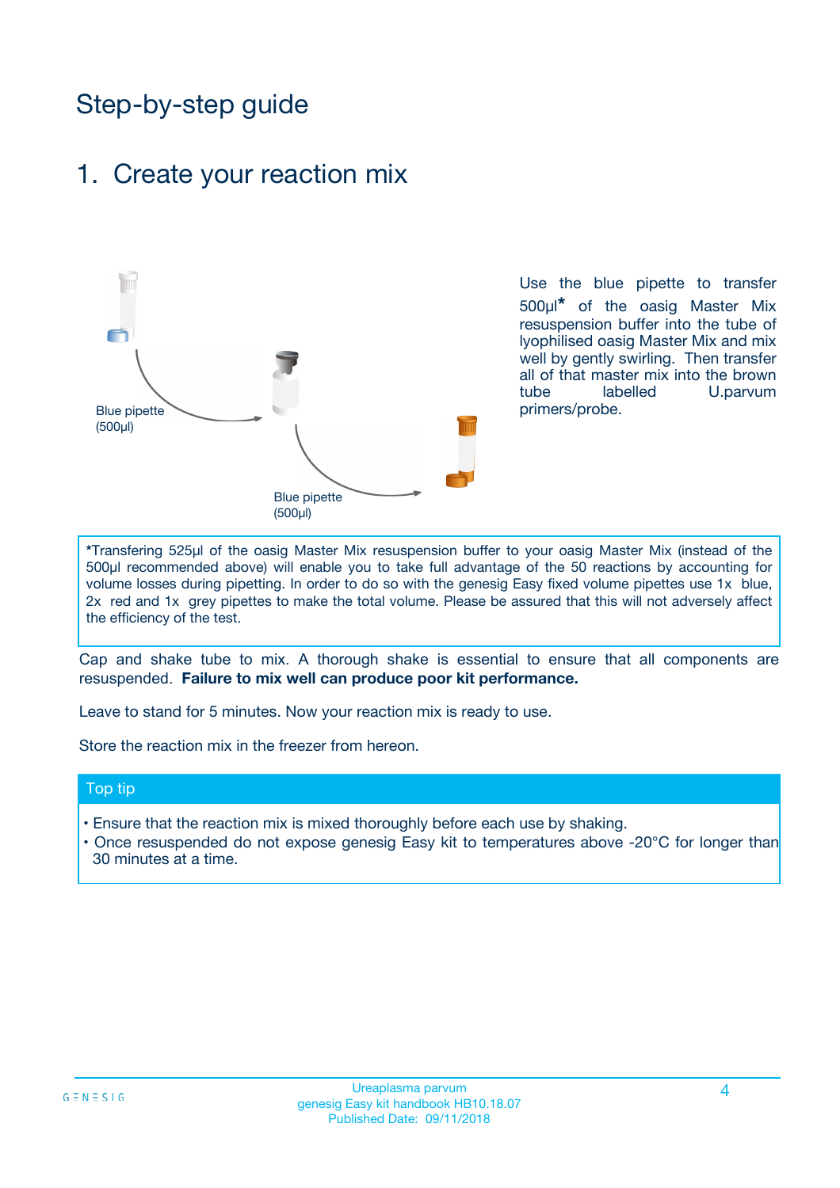# Step-by-step guide

## 1. Create your reaction mix

Blue pipette (500µl)

Blue pipette (500µl)

Use the blue pipette to transfer 500µl* of the oasig Master Mix resuspension buffer into the tube of lyophilised oasig Master Mix and mix well by gently swirling. Then transfer all of that master mix into the brown tube labelled U.parvum primers/probe.

*Transfering 525µl of the oasig Master Mix resuspension buffer to your oasig Master Mix (instead of the 500µl recommended above) will enable you to take full advantage of the 50 reactions by accounting for volume losses during pipetting. In order to do so with the genesig Easy fixed volume pipettes use 1x blue, 2x red and 1x grey pipettes to make the total volume. Please be assured that this will not adversely affect the efficiency of the test.

Cap and shake tube to mix. A thorough shake is essential to ensure that all components are resuspended. **Failure to mix well can produce poor kit performance.**

Leave to stand for 5 minutes. Now your reaction mix is ready to use.

Store the reaction mix in the freezer from hereon.

### Top tip

- Ensure that the reaction mix is mixed thoroughly before each use by shaking.
- Once resuspended do not expose genesig Easy kit to temperatures above -20°C for longer than 30 minutes at a time.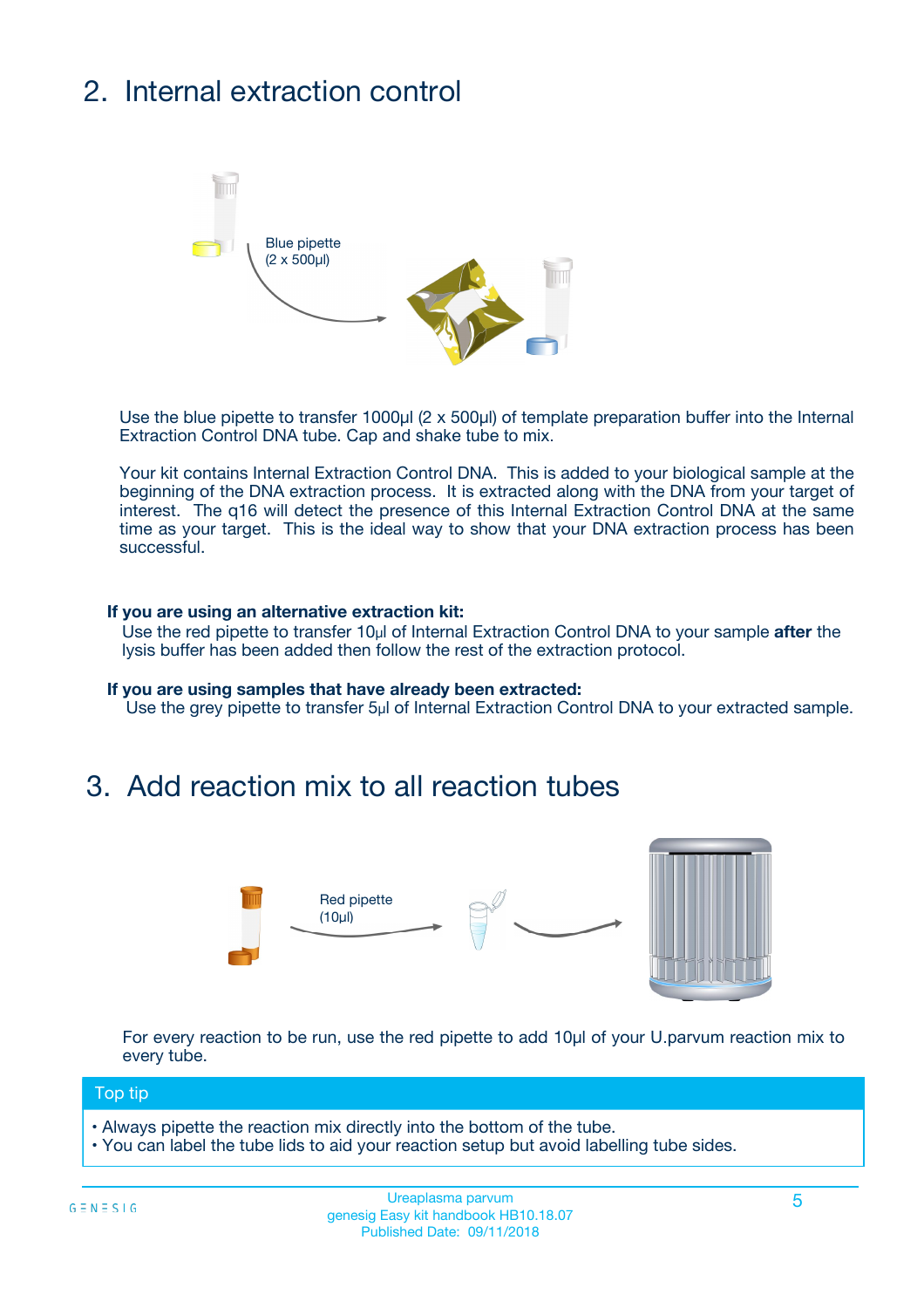## 2. Internal extraction control

Blue pipette
(2 x 500µl)

Use the blue pipette to transfer 1000µl (2 x 500µl) of template preparation buffer into the Internal Extraction Control DNA tube. Cap and shake tube to mix.

Your kit contains Internal Extraction Control DNA. This is added to your biological sample at the beginning of the DNA extraction process. It is extracted along with the DNA from your target of interest. The q16 will detect the presence of this Internal Extraction Control DNA at the same time as your target. This is the ideal way to show that your DNA extraction process has been successful.

**If you are using an alternative extraction kit:**
Use the red pipette to transfer 10µl of Internal Extraction Control DNA to your sample **after** the lysis buffer has been added then follow the rest of the extraction protocol.

**If you are using samples that have already been extracted:**
Use the grey pipette to transfer 5µl of Internal Extraction Control DNA to your extracted sample.

## 3. Add reaction mix to all reaction tubes

Red pipette
(10µl)

For every reaction to be run, use the red pipette to add 10µl of your U.parvum reaction mix to every tube.

**Top tip**

- Always pipette the reaction mix directly into the bottom of the tube.
- You can label the tube lids to aid your reaction setup but avoid labelling tube sides.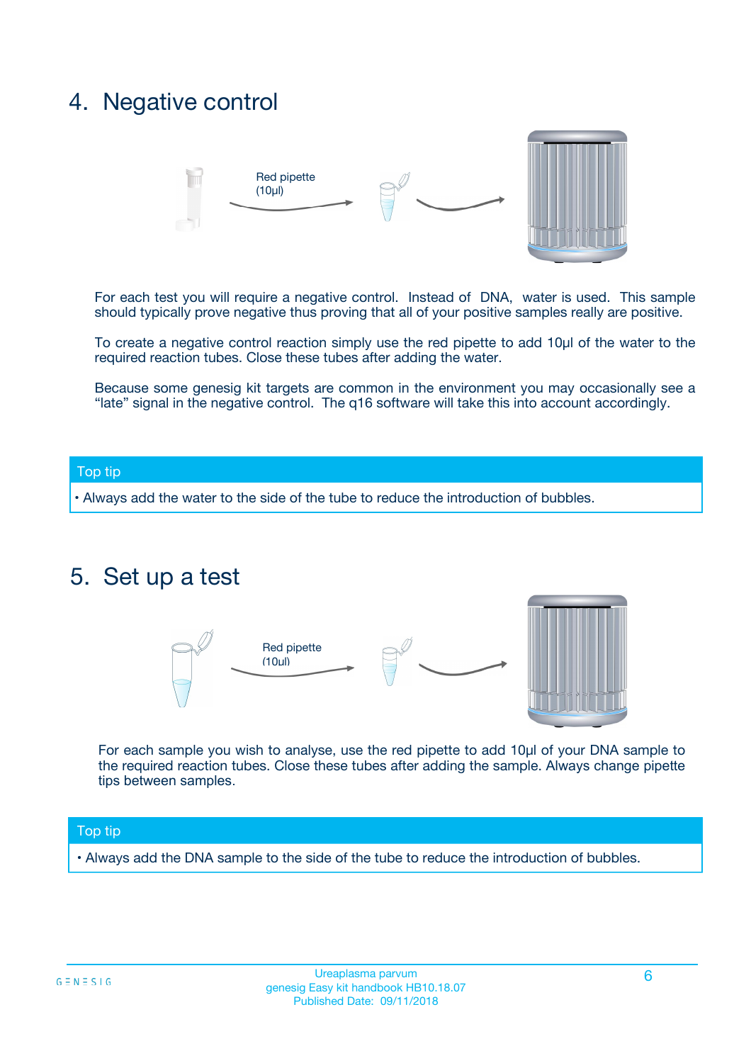## 4. Negative control

Red pipette (10µl)

For each test you will require a negative control. Instead of DNA, water is used. This sample should typically prove negative thus proving that all of your positive samples really are positive.

To create a negative control reaction simply use the red pipette to add 10µl of the water to the required reaction tubes. Close these tubes after adding the water.

Because some genesig kit targets are common in the environment you may occasionally see a "late" signal in the negative control. The q16 software will take this into account accordingly.

**Top tip**

- Always add the water to the side of the tube to reduce the introduction of bubbles.

## 5. Set up a test

Red pipette (10ul)

For each sample you wish to analyse, use the red pipette to add 10µl of your DNA sample to the required reaction tubes. Close these tubes after adding the sample. Always change pipette tips between samples.

**Top tip**

- Always add the DNA sample to the side of the tube to reduce the introduction of bubbles.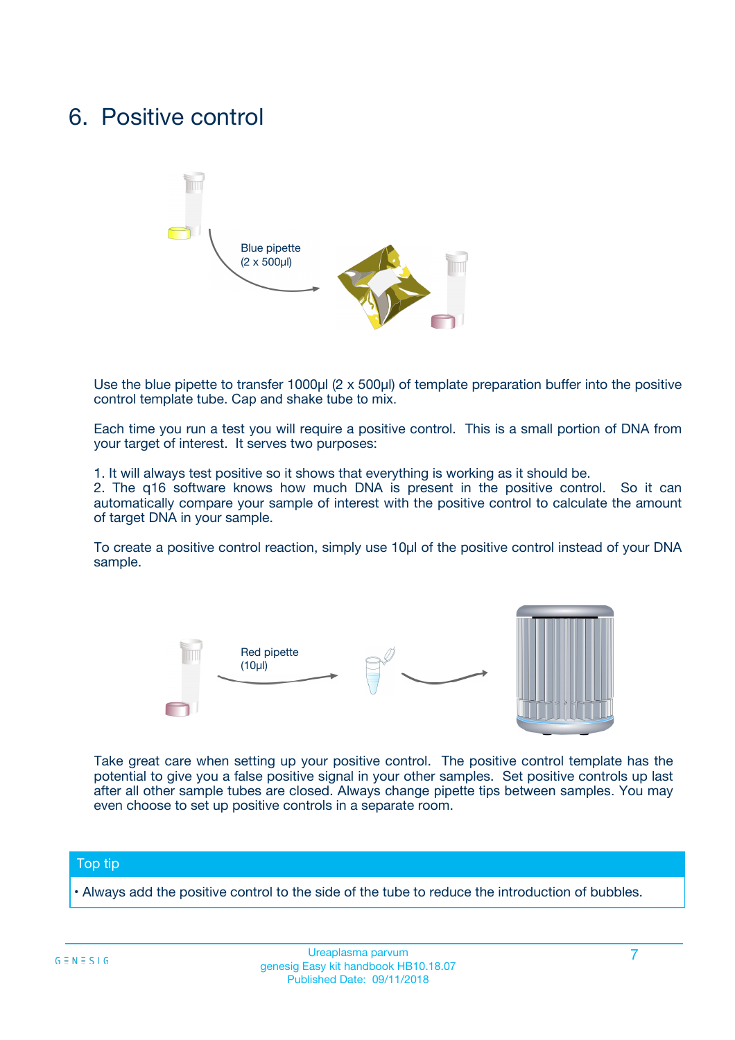# 6. Positive control

Blue pipette
(2 x 500µl)

Use the blue pipette to transfer 1000µl (2 x 500µl) of template preparation buffer into the positive control template tube. Cap and shake tube to mix.

Each time you run a test you will require a positive control. This is a small portion of DNA from your target of interest. It serves two purposes:

1. It will always test positive so it shows that everything is working as it should be.
2. The q16 software knows how much DNA is present in the positive control. So it can automatically compare your sample of interest with the positive control to calculate the amount of target DNA in your sample.

To create a positive control reaction, simply use 10µl of the positive control instead of your DNA sample.

Red pipette
(10µl)

Take great care when setting up your positive control. The positive control template has the potential to give you a false positive signal in your other samples. Set positive controls up last after all other sample tubes are closed. Always change pipette tips between samples. You may even choose to set up positive controls in a separate room.

| Top tip |
|---|
| • Always add the positive control to the side of the tube to reduce the introduction of bubbles. |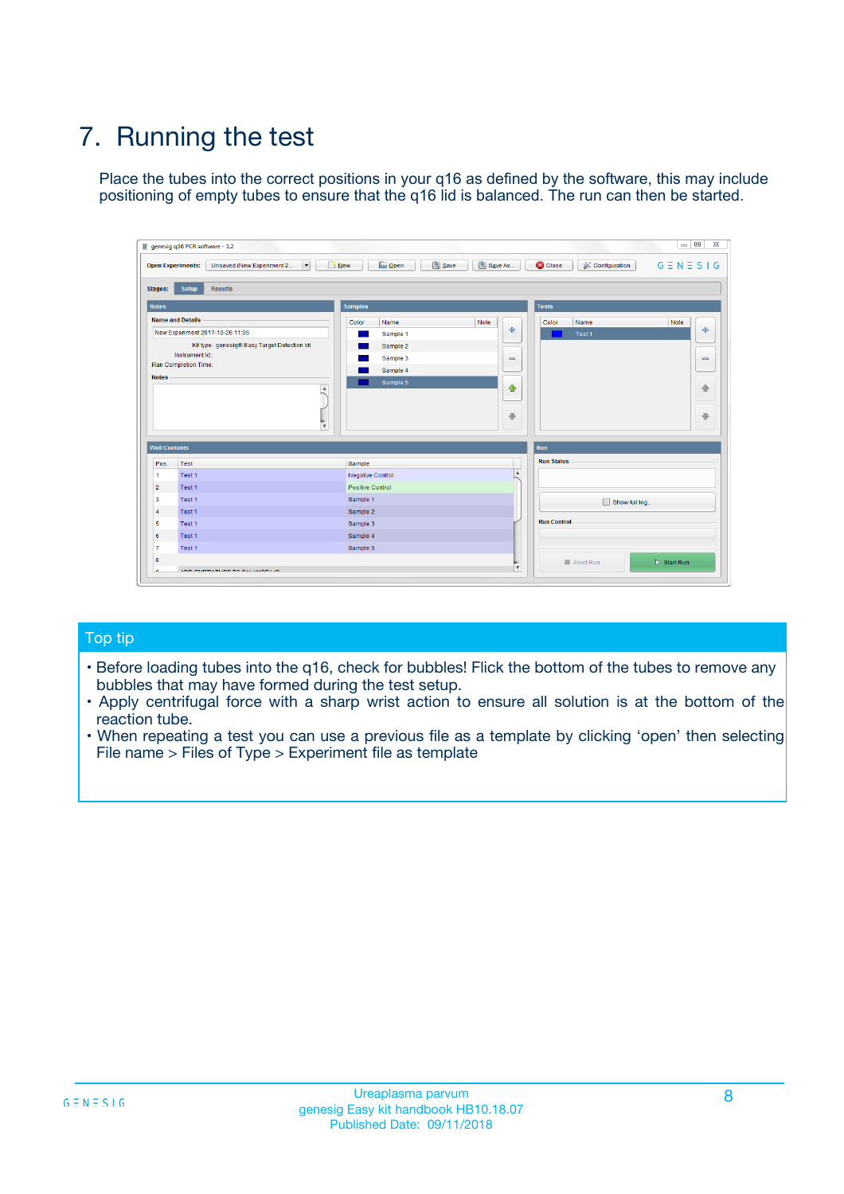# 7. Running the test

Place the tubes into the correct positions in your q16 as defined by the software, this may include positioning of empty tubes to ensure that the q16 lid is balanced. The run can then be started.

## Top tip

- Before loading tubes into the q16, check for bubbles! Flick the bottom of the tubes to remove any bubbles that may have formed during the test setup.
- Apply centrifugal force with a sharp wrist action to ensure all solution is at the bottom of the reaction tube.
- When repeating a test you can use a previous file as a template by clicking 'open' then selecting File name > Files of Type > Experiment file as template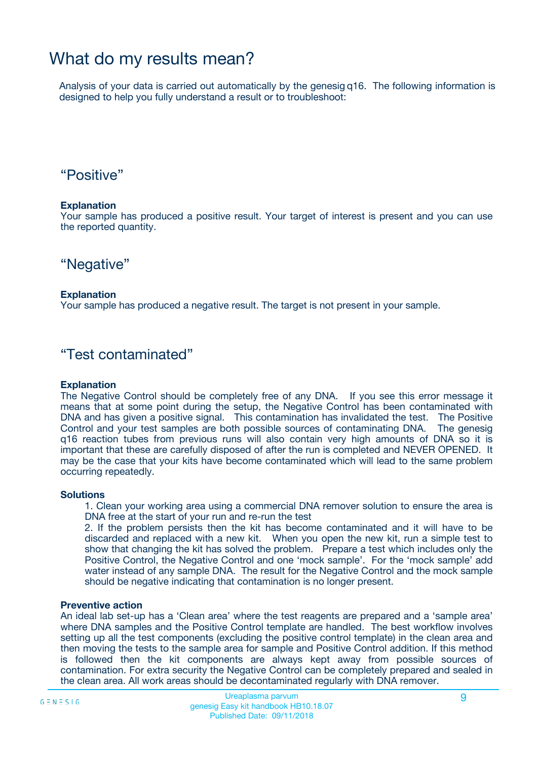# What do my results mean?

Analysis of your data is carried out automatically by the genesig q16. The following information is designed to help you fully understand a result or to troubleshoot:

## “Positive”

**Explanation**

Your sample has produced a positive result. Your target of interest is present and you can use the reported quantity.

## “Negative”

**Explanation**

Your sample has produced a negative result. The target is not present in your sample.

## “Test contaminated”

**Explanation**

The Negative Control should be completely free of any DNA. If you see this error message it means that at some point during the setup, the Negative Control has been contaminated with DNA and has given a positive signal. This contamination has invalidated the test. The Positive Control and your test samples are both possible sources of contaminating DNA. The genesig q16 reaction tubes from previous runs will also contain very high amounts of DNA so it is important that these are carefully disposed of after the run is completed and NEVER OPENED. It may be the case that your kits have become contaminated which will lead to the same problem occurring repeatedly.

**Solutions**

1. Clean your working area using a commercial DNA remover solution to ensure the area is DNA free at the start of your run and re-run the test
2. If the problem persists then the kit has become contaminated and it will have to be discarded and replaced with a new kit. When you open the new kit, run a simple test to show that changing the kit has solved the problem. Prepare a test which includes only the Positive Control, the Negative Control and one ‘mock sample’. For the ‘mock sample’ add water instead of any sample DNA. The result for the Negative Control and the mock sample should be negative indicating that contamination is no longer present.

**Preventive action**

An ideal lab set-up has a ‘Clean area’ where the test reagents are prepared and a ‘sample area’ where DNA samples and the Positive Control template are handled. The best workflow involves setting up all the test components (excluding the positive control template) in the clean area and then moving the tests to the sample area for sample and Positive Control addition. If this method is followed then the kit components are always kept away from possible sources of contamination. For extra security the Negative Control can be completely prepared and sealed in the clean area. All work areas should be decontaminated regularly with DNA remover.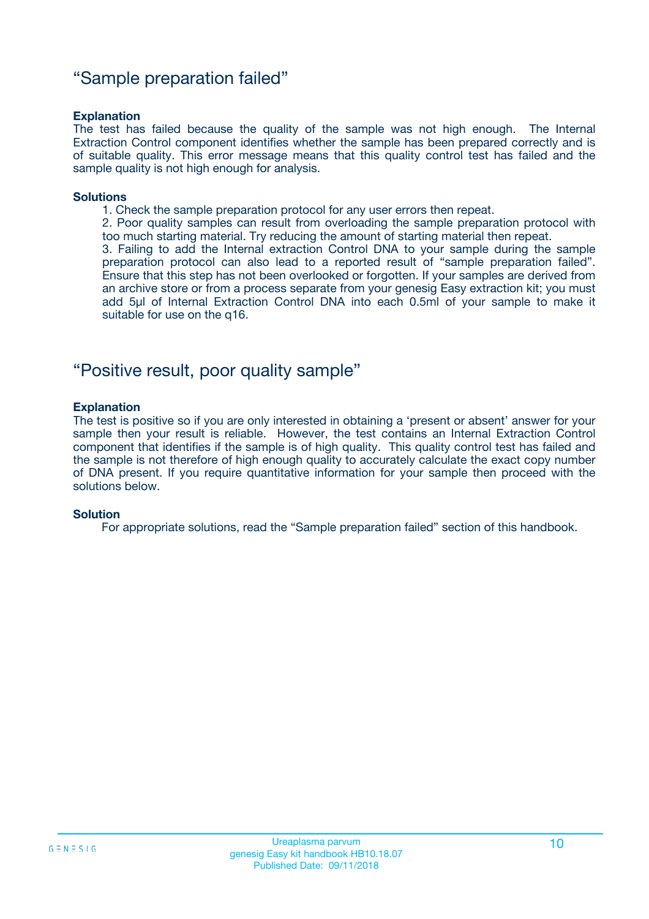## “Sample preparation failed”

**Explanation**

The test has failed because the quality of the sample was not high enough. The Internal Extraction Control component identifies whether the sample has been prepared correctly and is of suitable quality. This error message means that this quality control test has failed and the sample quality is not high enough for analysis.

**Solutions**

1. Check the sample preparation protocol for any user errors then repeat.
2. Poor quality samples can result from overloading the sample preparation protocol with too much starting material. Try reducing the amount of starting material then repeat.
3. Failing to add the Internal extraction Control DNA to your sample during the sample preparation protocol can also lead to a reported result of “sample preparation failed”. Ensure that this step has not been overlooked or forgotten. If your samples are derived from an archive store or from a process separate from your genesig Easy extraction kit; you must add 5µl of Internal Extraction Control DNA into each 0.5ml of your sample to make it suitable for use on the q16.

## “Positive result, poor quality sample”

**Explanation**

The test is positive so if you are only interested in obtaining a ‘present or absent’ answer for your sample then your result is reliable. However, the test contains an Internal Extraction Control component that identifies if the sample is of high quality. This quality control test has failed and the sample is not therefore of high enough quality to accurately calculate the exact copy number of DNA present. If you require quantitative information for your sample then proceed with the solutions below.

**Solution**

For appropriate solutions, read the “Sample preparation failed” section of this handbook.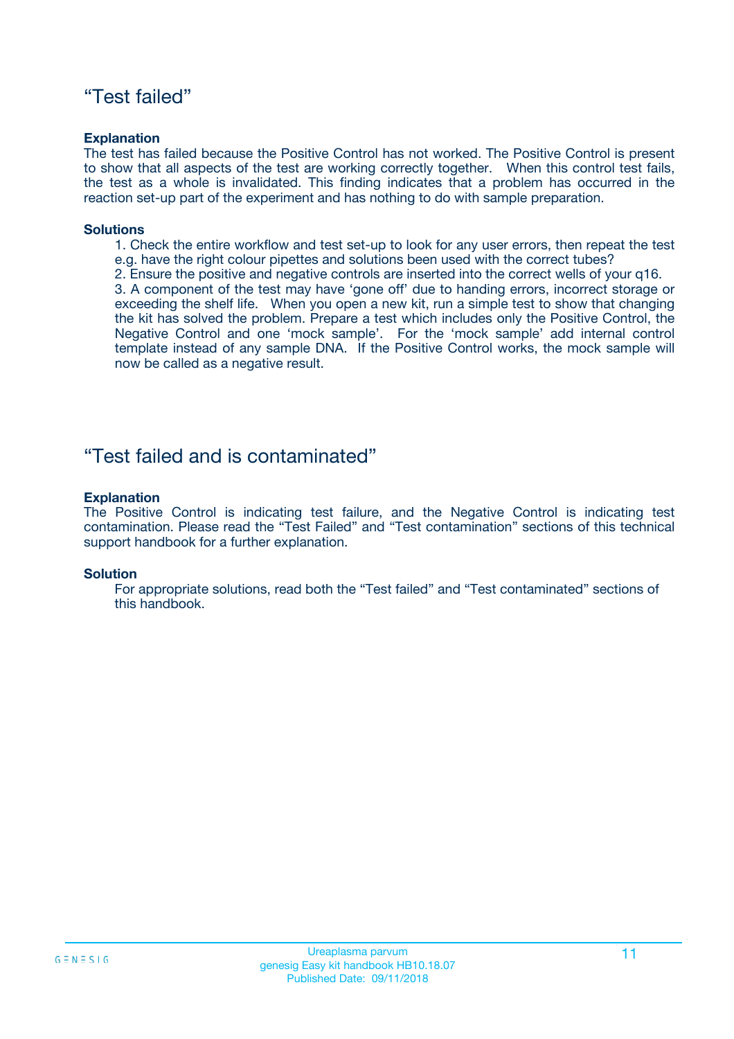## “Test failed”

**Explanation**

The test has failed because the Positive Control has not worked. The Positive Control is present to show that all aspects of the test are working correctly together. When this control test fails, the test as a whole is invalidated. This finding indicates that a problem has occurred in the reaction set-up part of the experiment and has nothing to do with sample preparation.

**Solutions**

1. Check the entire workflow and test set-up to look for any user errors, then repeat the test e.g. have the right colour pipettes and solutions been used with the correct tubes?
2. Ensure the positive and negative controls are inserted into the correct wells of your q16.
3. A component of the test may have ‘gone off’ due to handing errors, incorrect storage or exceeding the shelf life. When you open a new kit, run a simple test to show that changing the kit has solved the problem. Prepare a test which includes only the Positive Control, the Negative Control and one ‘mock sample’. For the ‘mock sample’ add internal control template instead of any sample DNA. If the Positive Control works, the mock sample will now be called as a negative result.

## “Test failed and is contaminated”

**Explanation**

The Positive Control is indicating test failure, and the Negative Control is indicating test contamination. Please read the “Test Failed” and “Test contamination” sections of this technical support handbook for a further explanation.

**Solution**

For appropriate solutions, read both the “Test failed” and “Test contaminated” sections of this handbook.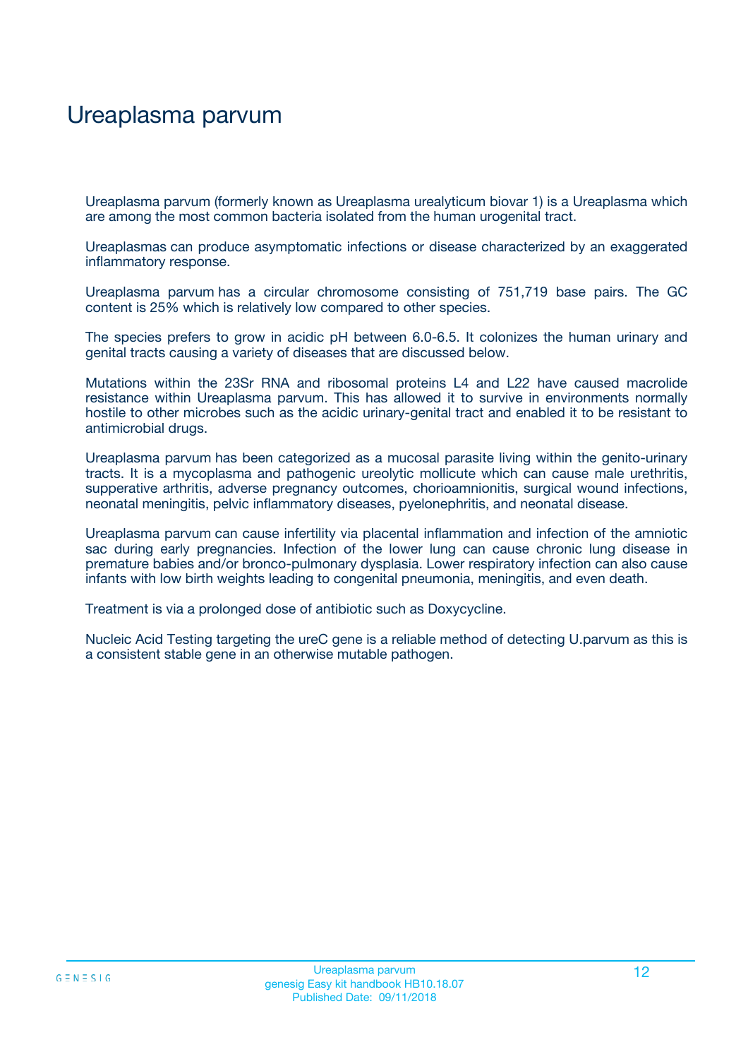# Ureaplasma parvum

Ureaplasma parvum (formerly known as Ureaplasma urealyticum biovar 1) is a Ureaplasma which are among the most common bacteria isolated from the human urogenital tract.

Ureaplasmas can produce asymptomatic infections or disease characterized by an exaggerated inflammatory response.

Ureaplasma parvum has a circular chromosome consisting of 751,719 base pairs. The GC content is 25% which is relatively low compared to other species.

The species prefers to grow in acidic pH between 6.0-6.5. It colonizes the human urinary and genital tracts causing a variety of diseases that are discussed below.

Mutations within the 23Sr RNA and ribosomal proteins L4 and L22 have caused macrolide resistance within Ureaplasma parvum. This has allowed it to survive in environments normally hostile to other microbes such as the acidic urinary-genital tract and enabled it to be resistant to antimicrobial drugs.

Ureaplasma parvum has been categorized as a mucosal parasite living within the genito-urinary tracts. It is a mycoplasma and pathogenic ureolytic mollicute which can cause male urethritis, supperative arthritis, adverse pregnancy outcomes, chorioamnionitis, surgical wound infections, neonatal meningitis, pelvic inflammatory diseases, pyelonephritis, and neonatal disease.

Ureaplasma parvum can cause infertility via placental inflammation and infection of the amniotic sac during early pregnancies. Infection of the lower lung can cause chronic lung disease in premature babies and/or bronco-pulmonary dysplasia. Lower respiratory infection can also cause infants with low birth weights leading to congenital pneumonia, meningitis, and even death.

Treatment is via a prolonged dose of antibiotic such as Doxycycline.

Nucleic Acid Testing targeting the ureC gene is a reliable method of detecting U.parvum as this is a consistent stable gene in an otherwise mutable pathogen.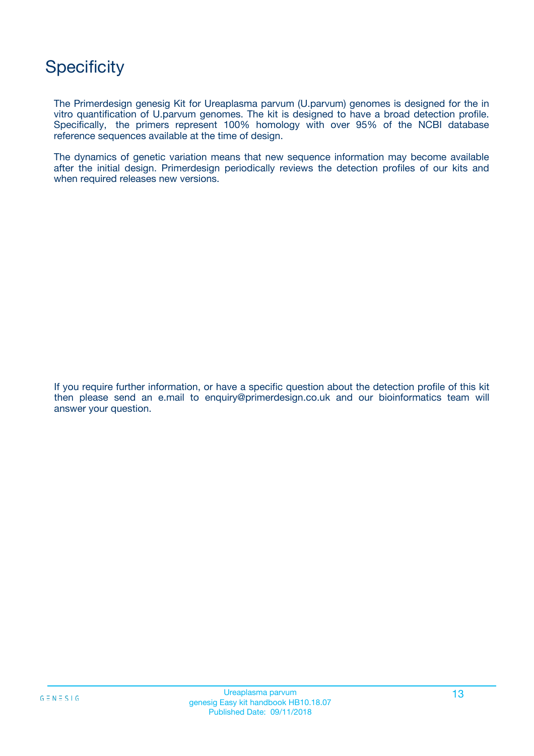# Specificity

The Primerdesign genesig Kit for Ureaplasma parvum (U.parvum) genomes is designed for the in vitro quantification of U.parvum genomes. The kit is designed to have a broad detection profile. Specifically, the primers represent 100% homology with over 95% of the NCBI database reference sequences available at the time of design.

The dynamics of genetic variation means that new sequence information may become available after the initial design. Primerdesign periodically reviews the detection profiles of our kits and when required releases new versions.

If you require further information, or have a specific question about the detection profile of this kit then please send an e.mail to enquiry@primerdesign.co.uk and our bioinformatics team will answer your question.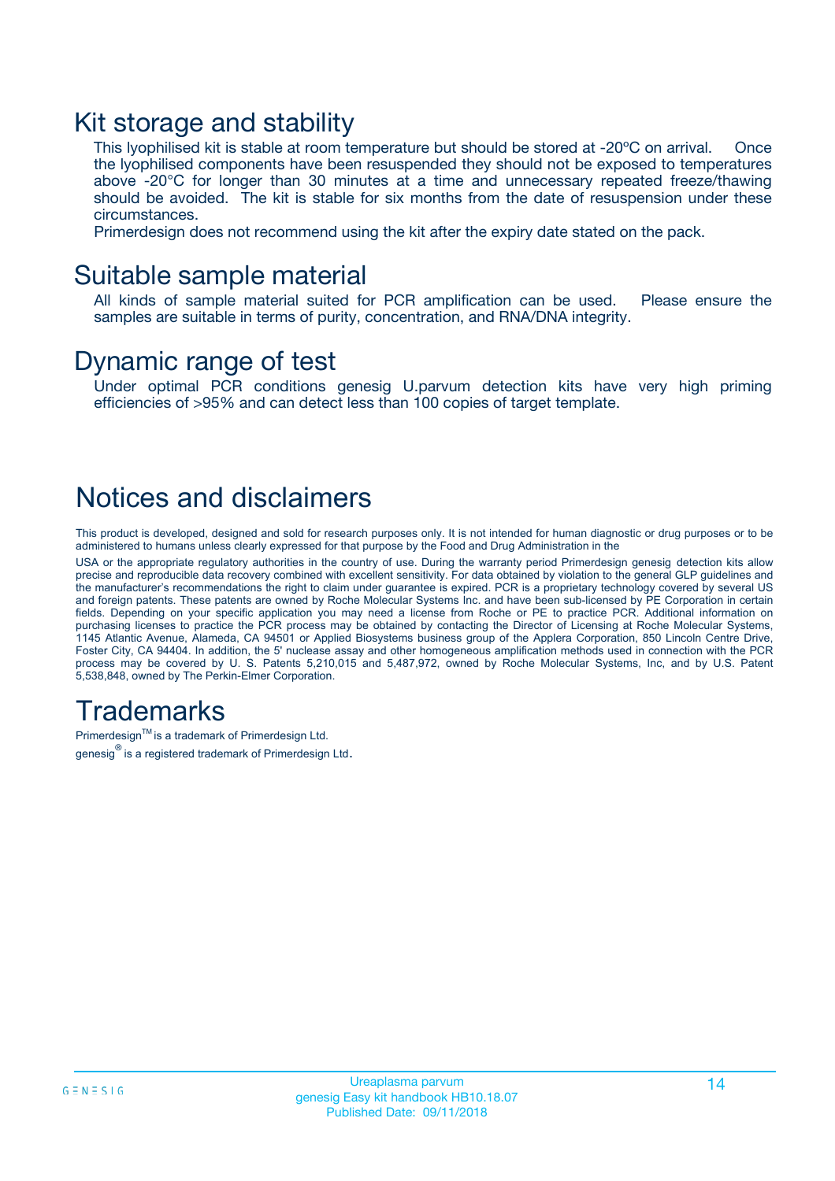## Kit storage and stability

This lyophilised kit is stable at room temperature but should be stored at -20ºC on arrival. Once the lyophilised components have been resuspended they should not be exposed to temperatures above -20°C for longer than 30 minutes at a time and unnecessary repeated freeze/thawing should be avoided. The kit is stable for six months from the date of resuspension under these circumstances.

Primerdesign does not recommend using the kit after the expiry date stated on the pack.

## Suitable sample material

All kinds of sample material suited for PCR amplification can be used. Please ensure the samples are suitable in terms of purity, concentration, and RNA/DNA integrity.

## Dynamic range of test

Under optimal PCR conditions genesig U.parvum detection kits have very high priming efficiencies of >95% and can detect less than 100 copies of target template.

# Notices and disclaimers

This product is developed, designed and sold for research purposes only. It is not intended for human diagnostic or drug purposes or to be administered to humans unless clearly expressed for that purpose by the Food and Drug Administration in the

USA or the appropriate regulatory authorities in the country of use. During the warranty period Primerdesign genesig detection kits allow precise and reproducible data recovery combined with excellent sensitivity. For data obtained by violation to the general GLP guidelines and the manufacturer's recommendations the right to claim under guarantee is expired. PCR is a proprietary technology covered by several US and foreign patents. These patents are owned by Roche Molecular Systems Inc. and have been sub-licensed by PE Corporation in certain fields. Depending on your specific application you may need a license from Roche or PE to practice PCR. Additional information on purchasing licenses to practice the PCR process may be obtained by contacting the Director of Licensing at Roche Molecular Systems, 1145 Atlantic Avenue, Alameda, CA 94501 or Applied Biosystems business group of the Applera Corporation, 850 Lincoln Centre Drive, Foster City, CA 94404. In addition, the 5' nuclease assay and other homogeneous amplification methods used in connection with the PCR process may be covered by U. S. Patents 5,210,015 and 5,487,972, owned by Roche Molecular Systems, Inc, and by U.S. Patent 5,538,848, owned by The Perkin-Elmer Corporation.

# Trademarks

Primerdesign™ is a trademark of Primerdesign Ltd.

genesig® is a registered trademark of Primerdesign Ltd.